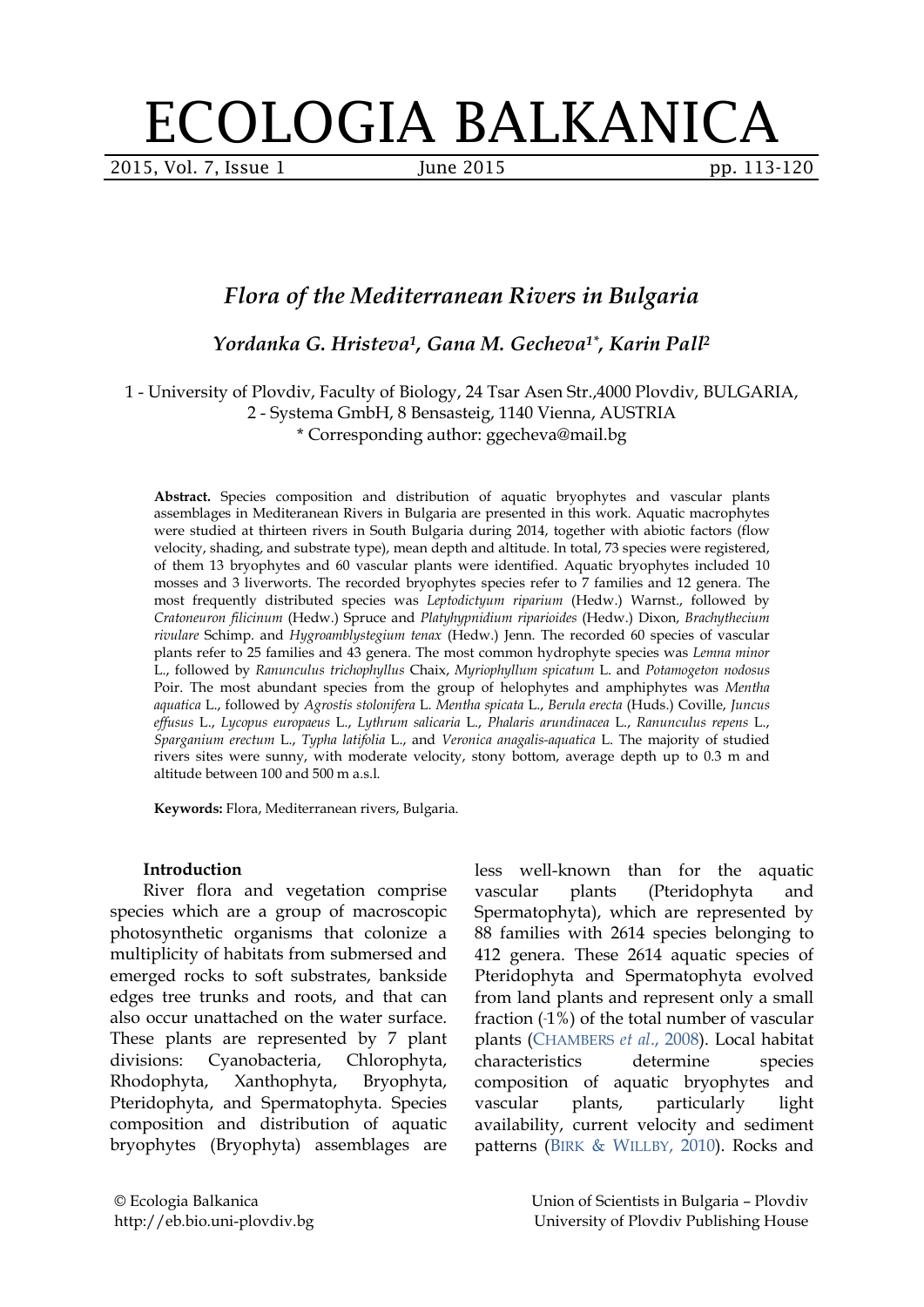# *Flora of the Mediterranean Rivers in Bulgaria*

***Yordanka G. Hristeva[1], Gana M. Gecheva[1*], Karin Pall[2]***

1 - University of Plovdiv, Faculty of Biology, 24 Tsar Asen Str.,4000 Plovdiv, BULGARIA,
2 - Systema GmbH, 8 Bensasteig, 1140 Vienna, AUSTRIA
\* Corresponding author: ggecheva@mail.bg

**Abstract.** Species composition and distribution of aquatic bryophytes and vascular plants assemblages in Mediteranean Rivers in Bulgaria are presented in this work. Aquatic macrophytes were studied at thirteen rivers in South Bulgaria during 2014, together with abiotic factors (flow velocity, shading, and substrate type), mean depth and altitude. In total, 73 species were registered, of them 13 bryophytes and 60 vascular plants were identified. Aquatic bryophytes included 10 mosses and 3 liverworts. The recorded bryophytes species refer to 7 families and 12 genera. The most frequently distributed species was *Leptodictyum riparium* (Hedw.) Warnst., followed by *Cratoneuron filicinum* (Hedw.) Spruce and *Platyhypnidium riparioides* (Hedw.) Dixon, *Brachythecium rivulare* Schimp. and *Hygroamblystegium tenax* (Hedw.) Jenn. The recorded 60 species of vascular plants refer to 25 families and 43 genera. The most common hydrophyte species was *Lemna minor* L., followed by *Ranunculus trichophyllus* Chaix, *Myriophyllum spicatum* L. and *Potamogeton nodosus* Poir. The most abundant species from the group of helophytes and amphiphytes was *Mentha aquatica* L., followed by *Agrostis stolonifera* L. *Mentha spicata* L., *Berula erecta* (Huds.) Coville, *Juncus effusus* L., *Lycopus europaeus* L., *Lythrum salicaria* L., *Phalaris arundinacea* L., *Ranunculus repens* L., *Sparganium erectum* L., *Typha latifolia* L., and *Veronica anagalis-aquatica* L. The majority of studied rivers sites were sunny, with moderate velocity, stony bottom, average depth up to 0.3 m and altitude between 100 and 500 m a.s.l.

**Keywords:** Flora, Mediterranean rivers, Bulgaria.

### Introduction

River flora and vegetation comprise species which are a group of macroscopic photosynthetic organisms that colonize a multiplicity of habitats from submersed and emerged rocks to soft substrates, bankside edges tree trunks and roots, and that can also occur unattached on the water surface. These plants are represented by 7 plant divisions: Cyanobacteria, Chlorophyta, Rhodophyta, Xanthophyta, Bryophyta, Pteridophyta, and Spermatophyta. Species composition and distribution of aquatic bryophytes (Bryophyta) assemblages are less well-known than for the aquatic vascular plants (Pteridophyta and Spermatophyta), which are represented by 88 families with 2614 species belonging to 412 genera. These 2614 aquatic species of Pteridophyta and Spermatophyta evolved from land plants and represent only a small fraction (~1%) of the total number of vascular plants (CHAMBERS *et al.*, 2008). Local habitat characteristics determine species composition of aquatic bryophytes and vascular plants, particularly light availability, current velocity and sediment patterns (BIRK & WILLBY, 2010). Rocks and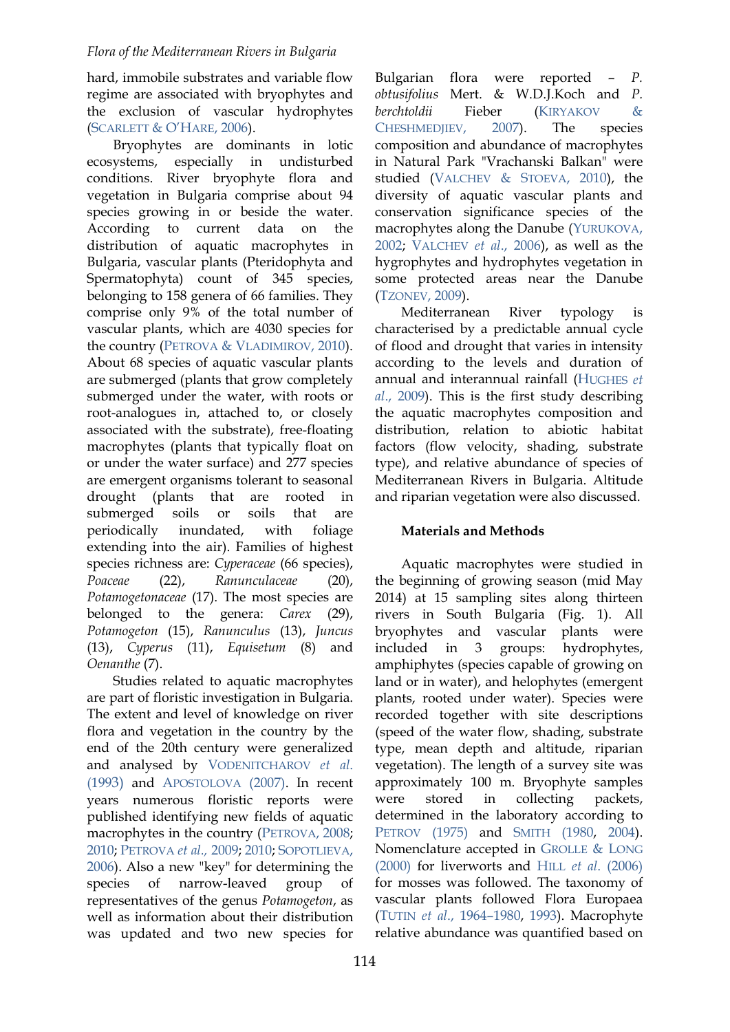hard, immobile substrates and variable flow regime are associated with bryophytes and the exclusion of vascular hydrophytes (SCARLETT & O'HARE, 2006).

Bryophytes are dominants in lotic ecosystems, especially in undisturbed conditions. River bryophyte flora and vegetation in Bulgaria comprise about 94 species growing in or beside the water. According to current data on the distribution of aquatic macrophytes in Bulgaria, vascular plants (Pteridophyta and Spermatophyta) count of 345 species, belonging to 158 genera of 66 families. They comprise only 9% of the total number of vascular plants, which are 4030 species for the country (PETROVA & VLADIMIROV, 2010). About 68 species of aquatic vascular plants are submerged (plants that grow completely submerged under the water, with roots or root-analogues in, attached to, or closely associated with the substrate), free-floating macrophytes (plants that typically float on or under the water surface) and 277 species are emergent organisms tolerant to seasonal drought (plants that are rooted in submerged soils or soils that are periodically inundated, with foliage extending into the air). Families of highest species richness are: *Cyperaceae* (66 species), *Poaceae* (22), *Ranunculaceae* (20), *Potamogetonaceae* (17). The most species are belonged to the genera: *Carex* (29), *Potamogeton* (15), *Ranunculus* (13), *Juncus* (13), *Cyperus* (11), *Equisetum* (8) and *Oenanthe* (7).

Studies related to aquatic macrophytes are part of floristic investigation in Bulgaria. The extent and level of knowledge on river flora and vegetation in the country by the end of the 20th century were generalized and analysed by VODENITCHAROV *et al.* (1993) and APOSTOLOVA (2007). In recent years numerous floristic reports were published identifying new fields of aquatic macrophytes in the country (PETROVA, 2008; 2010; PETROVA *et al.*, 2009; 2010; SOPOTLIEVA, 2006). Also a new "key" for determining the species of narrow-leaved group of representatives of the genus *Potamogeton*, as well as information about their distribution was updated and two new species for Bulgarian flora were reported – *P. obtusifolius* Mert. & W.D.J.Koch and *P. berchtoldii* Fieber (KIRYAKOV & CHESHMEDJIEV, 2007). The species composition and abundance of macrophytes in Natural Park "Vrachanski Balkan" were studied (VALCHEV & STOEVA, 2010), the diversity of aquatic vascular plants and conservation significance species of the macrophytes along the Danube (YURUKOVA, 2002; VALCHEV *et al.*, 2006), as well as the hygrophytes and hydrophytes vegetation in some protected areas near the Danube (TZONEV, 2009).

Mediterranean River typology is characterised by a predictable annual cycle of flood and drought that varies in intensity according to the levels and duration of annual and interannual rainfall (HUGHES *et al.*, 2009). This is the first study describing the aquatic macrophytes composition and distribution, relation to abiotic habitat factors (flow velocity, shading, substrate type), and relative abundance of species of Mediterranean Rivers in Bulgaria. Altitude and riparian vegetation were also discussed.

## Materials and Methods

Aquatic macrophytes were studied in the beginning of growing season (mid May 2014) at 15 sampling sites along thirteen rivers in South Bulgaria (Fig. 1). All bryophytes and vascular plants were included in 3 groups: hydrophytes, amphiphytes (species capable of growing on land or in water), and helophytes (emergent plants, rooted under water). Species were recorded together with site descriptions (speed of the water flow, shading, substrate type, mean depth and altitude, riparian vegetation). The length of a survey site was approximately 100 m. Bryophyte samples were stored in collecting packets, determined in the laboratory according to PETROV (1975) and SMITH (1980, 2004). Nomenclature accepted in GROLLE & LONG (2000) for liverworts and HILL *et al.* (2006) for mosses was followed. The taxonomy of vascular plants followed Flora Europaea (TUTIN *et al.*, 1964–1980, 1993). Macrophyte relative abundance was quantified based on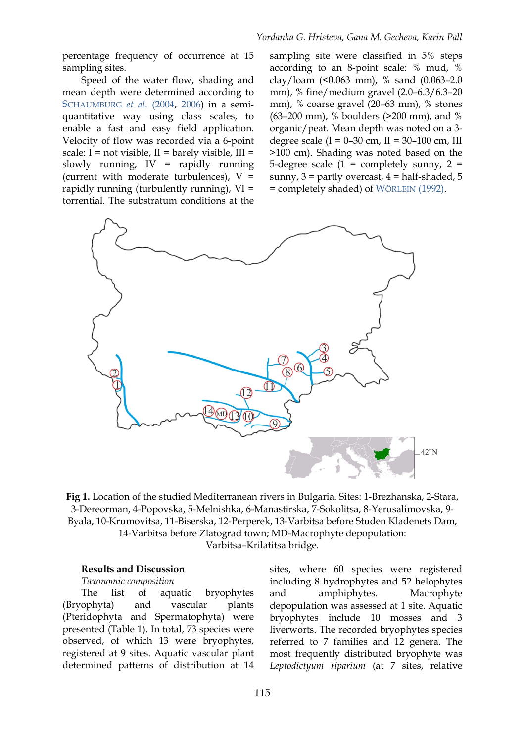percentage frequency of occurrence at 15 sampling sites.

Speed of the water flow, shading and mean depth were determined according to SCHAUMBURG *et al*. (2004, 2006) in a semi-quantitative way using class scales, to enable a fast and easy field application. Velocity of flow was recorded via a 6-point scale: I = not visible, II = barely visible, III = slowly running, IV = rapidly running (current with moderate turbulences), V = rapidly running (turbulently running), VI = torrential. The substratum conditions at the sampling site were classified in 5% steps according to an 8-point scale: % mud, % clay/loam (<0.063 mm), % sand (0.063–2.0 mm), % fine/medium gravel (2.0–6.3/6.3–20 mm), % coarse gravel (20–63 mm), % stones (63–200 mm), % boulders (>200 mm), and % organic/peat. Mean depth was noted on a 3-degree scale (I = 0–30 cm, II = 30–100 cm, III >100 cm). Shading was noted based on the 5-degree scale (1 = completely sunny, 2 = sunny, 3 = partly overcast, 4 = half-shaded, 5 = completely shaded) of WÖRLEIN (1992).

**Fig 1.** Location of the studied Mediterranean rivers in Bulgaria. Sites: 1-Brezhanska, 2-Stara, 3-Dereorman, 4-Popovska, 5-Melnishka, 6-Manastirska, 7-Sokolitsa, 8-Yerusalimovska, 9-Byala, 10-Krumovitsa, 11-Biserska, 12-Perperek, 13-Varbitsa before Studen Kladenets Dam, 14-Varbitsa before Zlatograd town; MD-Macrophyte depopulation: Varbitsa–Krilatitsa bridge.

## Results and Discussion

*Taxonomic composition*

The list of aquatic bryophytes (Bryophyta) and vascular plants (Pteridophyta and Spermatophyta) were presented (Table 1). In total, 73 species were observed, of which 13 were bryophytes, registered at 9 sites. Aquatic vascular plant determined patterns of distribution at 14 sites, where 60 species were registered including 8 hydrophytes and 52 helophytes and amphiphytes. Macrophyte depopulation was assessed at 1 site. Aquatic bryophytes include 10 mosses and 3 liverworts. The recorded bryophytes species referred to 7 families and 12 genera. The most frequently distributed bryophyte was *Leptodictyum riparium* (at 7 sites, relative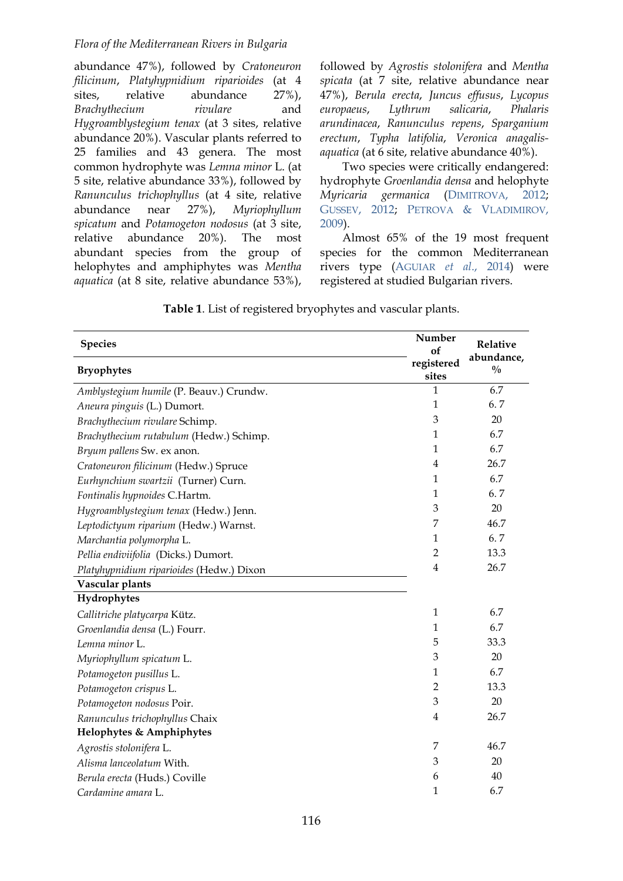abundance 47%), followed by *Cratoneuron filicinum*, *Platyhypnidium riparioides* (at 4 sites, relative abundance 27%), *Brachythecium rivulare* and *Hygroamblystegium tenax* (at 3 sites, relative abundance 20%). Vascular plants referred to 25 families and 43 genera. The most common hydrophyte was *Lemna minor* L. (at 5 site, relative abundance 33%), followed by *Ranunculus trichophyllus* (at 4 site, relative abundance near 27%), *Myriophyllum spicatum* and *Potamogeton nodosus* (at 3 site, relative abundance 20%). The most abundant species from the group of helophytes and amphiphytes was *Mentha aquatica* (at 8 site, relative abundance 53%), followed by *Agrostis stolonifera* and *Mentha spicata* (at 7 site, relative abundance near 47%), *Berula erecta*, *Juncus effusus*, *Lycopus europaeus*, *Lythrum salicaria*, *Phalaris arundinacea*, *Ranunculus repens*, *Sparganium erectum*, *Typha latifolia*, *Veronica anagalis-aquatica* (at 6 site, relative abundance 40%).

Two species were critically endangered: hydrophyte *Groenlandia densa* and helophyte *Myricaria germanica* (DIMITROVA, 2012; GUSSEV, 2012; PETROVA & VLADIMIROV, 2009).

Almost 65% of the 19 most frequent species for the common Mediterranean rivers type (AGUIAR *et al.*, 2014) were registered at studied Bulgarian rivers.

**Table 1**. List of registered bryophytes and vascular plants.

| Species | Number of registered sites | Relative abundance, % |
|---|---|---|
| **Bryophytes** | | |
| *Amblystegium humile* (P. Beauv.) Crundw. | 1 | 6.7 |
| *Aneura pinguis* (L.) Dumort. | 1 | 6. 7 |
| *Brachythecium rivulare* Schimp. | 3 | 20 |
| *Brachythecium rutabulum* (Hedw.) Schimp. | 1 | 6.7 |
| *Bryum pallens* Sw. ex anon. | 1 | 6.7 |
| *Cratoneuron filicinum* (Hedw.) Spruce | 4 | 26.7 |
| *Eurhynchium swartzii* (Turner) Curn. | 1 | 6.7 |
| *Fontinalis hypnoides* C.Hartm. | 1 | 6. 7 |
| *Hygroamblystegium tenax* (Hedw.) Jenn. | 3 | 20 |
| *Leptodictyum riparium* (Hedw.) Warnst. | 7 | 46.7 |
| *Marchantia polymorpha* L. | 1 | 6. 7 |
| *Pellia endiviifolia* (Dicks.) Dumort. | 2 | 13.3 |
| *Platyhypnidium riparioides* (Hedw.) Dixon | 4 | 26.7 |
| **Vascular plants** | | |
| **Hydrophytes** | | |
| *Callitriche platycarpa* Kütz. | 1 | 6.7 |
| *Groenlandia densa* (L.) Fourr. | 1 | 6.7 |
| *Lemna minor* L. | 5 | 33.3 |
| *Myriophyllum spicatum* L. | 3 | 20 |
| *Potamogeton pusillus* L. | 1 | 6.7 |
| *Potamogeton crispus* L. | 2 | 13.3 |
| *Potamogeton nodosus* Poir. | 3 | 20 |
| *Ranunculus trichophyllus* Chaix | 4 | 26.7 |
| **Helophytes & Amphiphytes** | | |
| *Agrostis stolonifera* L. | 7 | 46.7 |
| *Alisma lanceolatum* With. | 3 | 20 |
| *Berula erecta* (Huds.) Coville | 6 | 40 |
| *Cardamine amara* L. | 1 | 6.7 |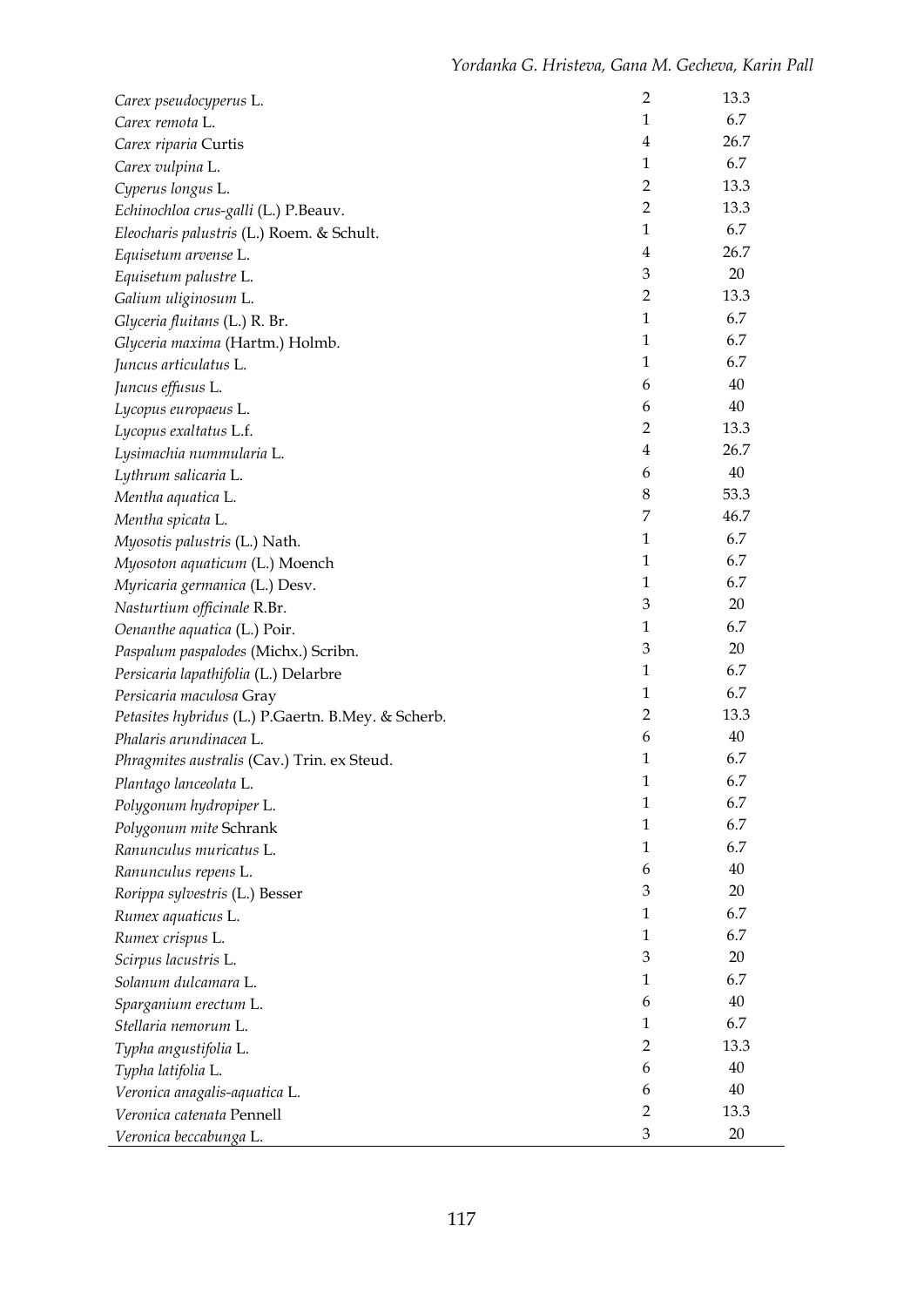| | | |
|---|---|---|
| *Carex pseudocyperus* L. | 2 | 13.3 |
| *Carex remota* L. | 1 | 6.7 |
| *Carex riparia* Curtis | 4 | 26.7 |
| *Carex vulpina* L. | 1 | 6.7 |
| *Cyperus longus* L. | 2 | 13.3 |
| *Echinochloa crus-galli* (L.) P.Beauv. | 2 | 13.3 |
| *Eleocharis palustris* (L.) Roem. & Schult. | 1 | 6.7 |
| *Equisetum arvense* L. | 4 | 26.7 |
| *Equisetum palustre* L. | 3 | 20 |
| *Galium uliginosum* L. | 2 | 13.3 |
| *Glyceria fluitans* (L.) R. Br. | 1 | 6.7 |
| *Glyceria maxima* (Hartm.) Holmb. | 1 | 6.7 |
| *Juncus articulatus* L. | 1 | 6.7 |
| *Juncus effusus* L. | 6 | 40 |
| *Lycopus europaeus* L. | 6 | 40 |
| *Lycopus exaltatus* L.f. | 2 | 13.3 |
| *Lysimachia nummularia* L. | 4 | 26.7 |
| *Lythrum salicaria* L. | 6 | 40 |
| *Mentha aquatica* L. | 8 | 53.3 |
| *Mentha spicata* L. | 7 | 46.7 |
| *Myosotis palustris* (L.) Nath. | 1 | 6.7 |
| *Myosoton aquaticum* (L.) Moench | 1 | 6.7 |
| *Myricaria germanica* (L.) Desv. | 1 | 6.7 |
| *Nasturtium officinale* R.Br. | 3 | 20 |
| *Oenanthe aquatica* (L.) Poir. | 1 | 6.7 |
| *Paspalum paspalodes* (Michx.) Scribn. | 3 | 20 |
| *Persicaria lapathifolia* (L.) Delarbre | 1 | 6.7 |
| *Persicaria maculosa* Gray | 1 | 6.7 |
| *Petasites hybridus* (L.) P.Gaertn. B.Mey. & Scherb. | 2 | 13.3 |
| *Phalaris arundinacea* L. | 6 | 40 |
| *Phragmites australis* (Cav.) Trin. ex Steud. | 1 | 6.7 |
| *Plantago lanceolata* L. | 1 | 6.7 |
| *Polygonum hydropiper* L. | 1 | 6.7 |
| *Polygonum mite* Schrank | 1 | 6.7 |
| *Ranunculus muricatus* L. | 1 | 6.7 |
| *Ranunculus repens* L. | 6 | 40 |
| *Rorippa sylvestris* (L.) Besser | 3 | 20 |
| *Rumex aquaticus* L. | 1 | 6.7 |
| *Rumex crispus* L. | 1 | 6.7 |
| *Scirpus lacustris* L. | 3 | 20 |
| *Solanum dulcamara* L. | 1 | 6.7 |
| *Sparganium erectum* L. | 6 | 40 |
| *Stellaria nemorum* L. | 1 | 6.7 |
| *Typha angustifolia* L. | 2 | 13.3 |
| *Typha latifolia* L. | 6 | 40 |
| *Veronica anagalis-aquatica* L. | 6 | 40 |
| *Veronica catenata* Pennell | 2 | 13.3 |
| *Veronica beccabunga* L. | 3 | 20 |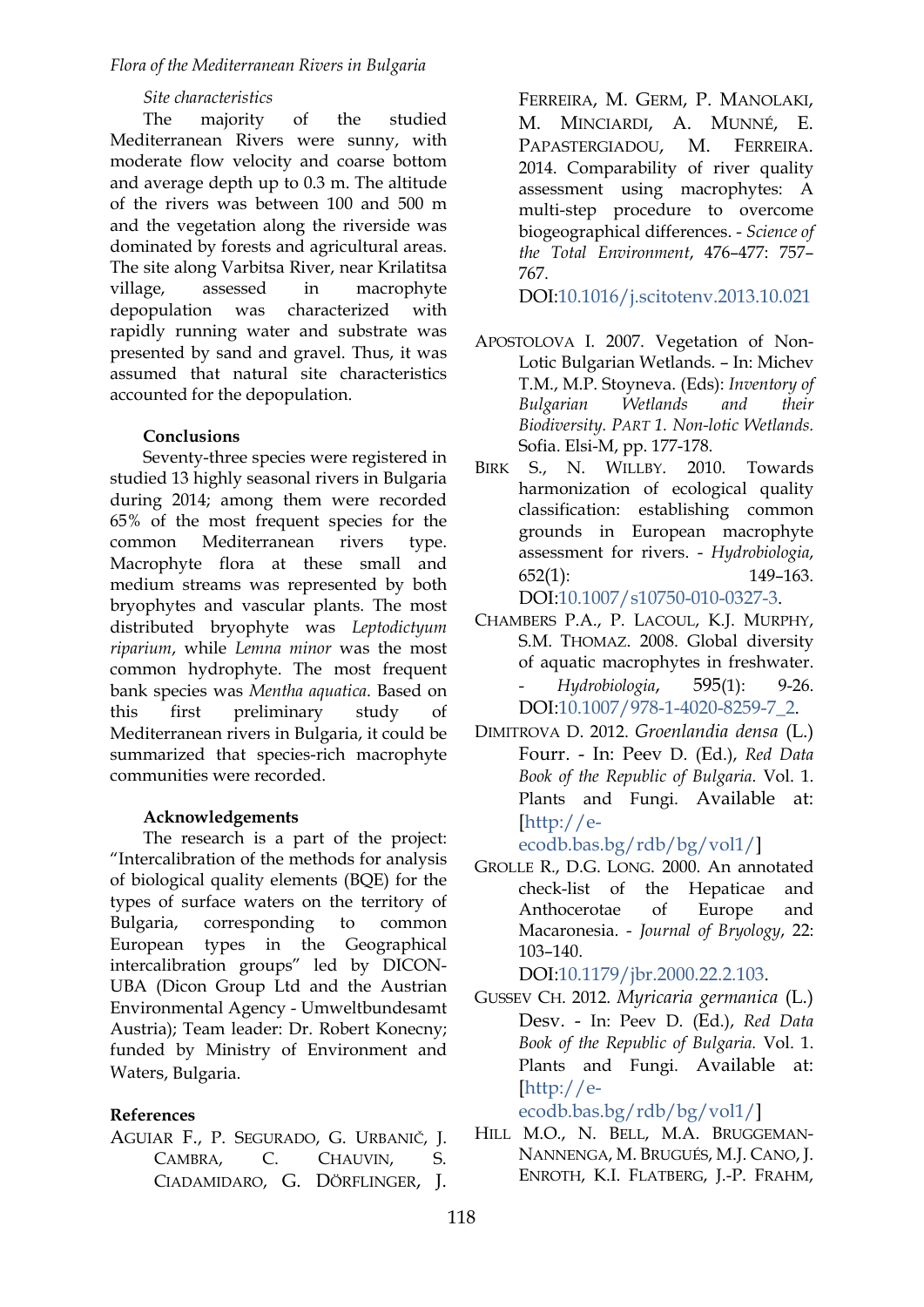*Site characteristics*

The majority of the studied Mediterranean Rivers were sunny, with moderate flow velocity and coarse bottom and average depth up to 0.3 m. The altitude of the rivers was between 100 and 500 m and the vegetation along the riverside was dominated by forests and agricultural areas. The site along Varbitsa River, near Krilatitsa village, assessed in macrophyte depopulation was characterized with rapidly running water and substrate was presented by sand and gravel. Thus, it was assumed that natural site characteristics accounted for the depopulation.

## Conclusions

Seventy-three species were registered in studied 13 highly seasonal rivers in Bulgaria during 2014; among them were recorded 65% of the most frequent species for the common Mediterranean rivers type. Macrophyte flora at these small and medium streams was represented by both bryophytes and vascular plants. The most distributed bryophyte was *Leptodictyum riparium*, while *Lemna minor* was the most common hydrophyte. The most frequent bank species was *Mentha aquatica*. Based on this first preliminary study of Mediterranean rivers in Bulgaria, it could be summarized that species-rich macrophyte communities were recorded.

## Acknowledgements

The research is a part of the project: "Intercalibration of the methods for analysis of biological quality elements (BQE) for the types of surface waters on the territory of Bulgaria, corresponding to common European types in the Geographical intercalibration groups" led by DICON-UBA (Dicon Group Ltd and the Austrian Environmental Agency - Umweltbundesamt Austria); Team leader: Dr. Robert Konecny; funded by Ministry of Environment and Waters, Bulgaria.

## References

Aguiar F., P. Segurado, G. Urbanič, J. Cambra, C. Chauvin, S. Ciadamidaro, G. Dörflinger, J. Ferreira, M. Germ, P. Manolaki, M. Minciardi, A. Munné, E. Papastergiadou, M. Ferreira. 2014. Comparability of river quality assessment using macrophytes: A multi-step procedure to overcome biogeographical differences. - *Science of the Total Environment*, 476–477: 757–767. DOI:10.1016/j.scitotenv.2013.10.021

Apostolova I. 2007. Vegetation of Non-Lotic Bulgarian Wetlands. – In: Michev T.M., M.P. Stoyneva. (Eds): *Inventory of Bulgarian Wetlands and their Biodiversity. Part 1. Non-lotic Wetlands.* Sofia. Elsi-M, pp. 177-178.

Birk S., N. Willby. 2010. Towards harmonization of ecological quality classification: establishing common grounds in European macrophyte assessment for rivers. - *Hydrobiologia*, 652(1): 149–163. DOI:10.1007/s10750-010-0327-3.

Chambers P.A., P. Lacoul, K.J. Murphy, S.M. Thomaz. 2008. Global diversity of aquatic macrophytes in freshwater. - *Hydrobiologia*, 595(1): 9-26. DOI:10.1007/978-1-4020-8259-7_2.

Dimitrova D. 2012. *Groenlandia densa* (L.) Fourr. - In: Peev D. (Ed.), *Red Data Book of the Republic of Bulgaria.* Vol. 1. Plants and Fungi. Available at: [http://e-ecodb.bas.bg/rdb/bg/vol1/]

Grolle R., D.G. Long. 2000. An annotated check-list of the Hepaticae and Anthocerotae of Europe and Macaronesia. - *Journal of Bryology*, 22: 103–140. DOI:10.1179/jbr.2000.22.2.103.

Gussev Ch. 2012. *Myricaria germanica* (L.) Desv. - In: Peev D. (Ed.), *Red Data Book of the Republic of Bulgaria.* Vol. 1. Plants and Fungi. Available at: [http://e-ecodb.bas.bg/rdb/bg/vol1/]

Hill M.O., N. Bell, M.A. Bruggeman-Nannenga, M. Brugués, M.J. Cano, J. Enroth, K.I. Flatberg, J.-P. Frahm,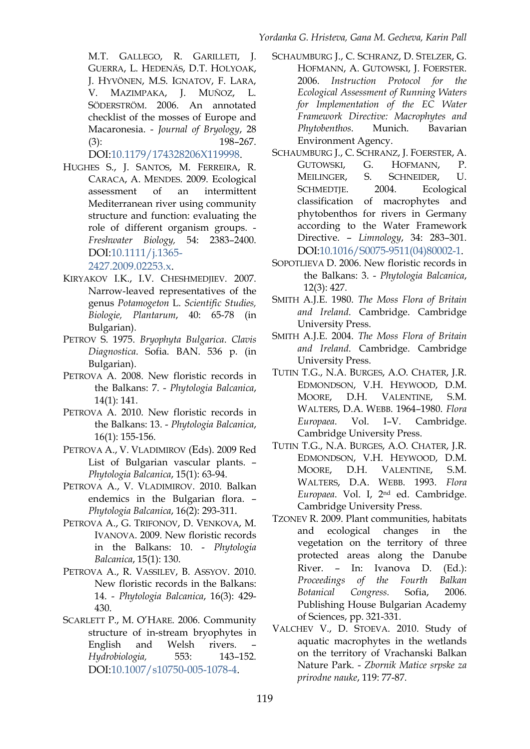M.T. Gallego, R. Garilleti, J. Guerra, L. Hedenäs, D.T. Holyoak, J. Hyvönen, M.S. Ignatov, F. Lara, V. Mazimpaka, J. Muñoz, L. Söderström. 2006. An annotated checklist of the mosses of Europe and Macaronesia. - *Journal of Bryology*, 28 (3): 198–267. DOI:10.1179/174328206X119998.

Hughes S., J. Santos, M. Ferreira, R. Caraca, A. Mendes. 2009. Ecological assessment of an intermittent Mediterranean river using community structure and function: evaluating the role of different organism groups. - *Freshwater Biology*, 54: 2383–2400. DOI:10.1111/j.1365-2427.2009.02253.x.

Kiryakov I.K., I.V. Cheshmedjiev. 2007. Narrow-leaved representatives of the genus *Potamogeton* L. *Scientific Studies, Biologie, Plantarum*, 40: 65-78 (in Bulgarian).

Petrov S. 1975. *Bryophyta Bulgarica. Clavis Diagnostica*. Sofia. BAN. 536 p. (in Bulgarian).

Petrova A. 2008. New floristic records in the Balkans: 7. - *Phytologia Balcanica*, 14(1): 141.

Petrova A. 2010. New floristic records in the Balkans: 13. - *Phytologia Balcanica*, 16(1): 155-156.

Petrova A., V. Vladimirov (Eds). 2009 Red List of Bulgarian vascular plants. – *Phytologia Balcanica*, 15(1): 63-94.

Petrova A., V. Vladimirov. 2010. Balkan endemics in the Bulgarian flora. – *Phytologia Balcanica*, 16(2): 293-311.

Petrova A., G. Trifonov, D. Venkova, M. Ivanova. 2009. New floristic records in the Balkans: 10. - *Phytologia Balcanica*, 15(1): 130.

Petrova A., R. Vassilev, B. Assyov. 2010. New floristic records in the Balkans: 14. - *Phytologia Balcanica*, 16(3): 429-430.

Scarlett P., M. O'Hare. 2006. Community structure of in-stream bryophytes in English and Welsh rivers. – *Hydrobiologia,* 553: 143–152. DOI:10.1007/s10750-005-1078-4.

Schaumburg J., C. Schranz, D. Stelzer, G. Hofmann, A. Gutowski, J. Foerster. 2006. *Instruction Protocol for the Ecological Assessment of Running Waters for Implementation of the EC Water Framework Directive: Macrophytes and Phytobenthos*. Munich. Bavarian Environment Agency.

Schaumburg J., C. Schranz, J. Foerster, A. Gutowski, G. Hofmann, P. Meilinger, S. Schneider, U. Schmedtje. 2004. Ecological classification of macrophytes and phytobenthos for rivers in Germany according to the Water Framework Directive. – *Limnology*, 34: 283–301. DOI:10.1016/S0075-9511(04)80002-1.

Sopotlieva D. 2006. New floristic records in the Balkans: 3. - *Phytologia Balcanica*, 12(3): 427.

Smith A.J.E. 1980. *The Moss Flora of Britain and Ireland*. Cambridge. Cambridge University Press.

Smith A.J.E. 2004. *The Moss Flora of Britain and Ireland*. Cambridge. Cambridge University Press.

Tutin T.G., N.A. Burges, A.O. Chater, J.R. Edmondson, V.H. Heywood, D.M. Moore, D.H. Valentine, S.M. Walters, D.A. Webb. 1964–1980. *Flora Europaea*. Vol. I–V. Cambridge. Cambridge University Press.

Tutin T.G., N.A. Burges, A.O. Chater, J.R. Edmondson, V.H. Heywood, D.M. Moore, D.H. Valentine, S.M. Walters, D.A. Webb. 1993. *Flora Europaea*. Vol. I, 2nd ed. Cambridge. Cambridge University Press.

Tzonev R. 2009. Plant communities, habitats and ecological changes in the vegetation on the territory of three protected areas along the Danube River. – In: Ivanova D. (Ed.): *Proceedings of the Fourth Balkan Botanical Congress.* Sofia, 2006. Publishing House Bulgarian Academy of Sciences, pp. 321-331.

Valchev V., D. Stoeva. 2010. Study of aquatic macrophytes in the wetlands on the territory of Vrachanski Balkan Nature Park. - *Zbornik Matice srpske za prirodne nauke*, 119: 77-87.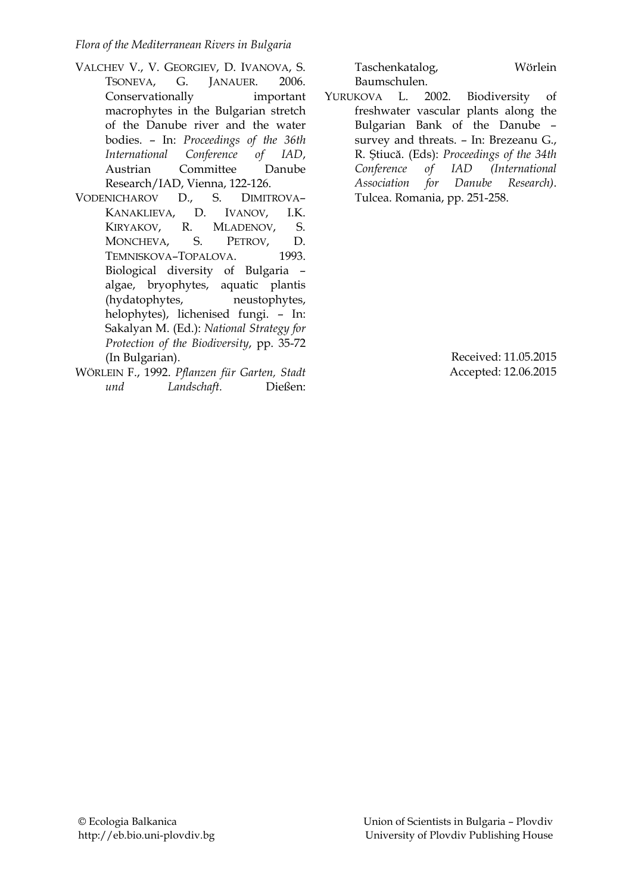VALCHEV V., V. GEORGIEV, D. IVANOVA, S. TSONEVA, G. JANAUER. 2006. Conservationally important macrophytes in the Bulgarian stretch of the Danube river and the water bodies. – In: *Proceedings of the 36th International Conference of IAD*, Austrian Committee Danube Research/IAD, Vienna, 122-126.

VODENICHAROV D., S. DIMITROVA–KANAKLIEVA, D. IVANOV, I.K. KIRYAKOV, R. MLADENOV, S. MONCHEVA, S. PETROV, D. TEMNISKOVA–TOPALOVA. 1993. Biological diversity of Bulgaria – algae, bryophytes, aquatic plantis (hydatophytes, neustophytes, helophytes), lichenised fungi. – In: Sakalyan M. (Ed.): *National Strategy for Protection of the Biodiversity*, pp. 35-72 (In Bulgarian).

WÖRLEIN F., 1992. *Pflanzen für Garten, Stadt und Landschaft.* Dießen: Taschenkatalog, Wörlein Baumschulen.

YURUKOVA L. 2002. Biodiversity of freshwater vascular plants along the Bulgarian Bank of the Danube – survey and threats. – In: Brezeanu G., R. Ştiucă. (Eds): *Proceedings of the 34th Conference of IAD (International Association for Danube Research)*. Tulcea. Romania, pp. 251-258.

Received: 11.05.2015
Accepted: 12.06.2015